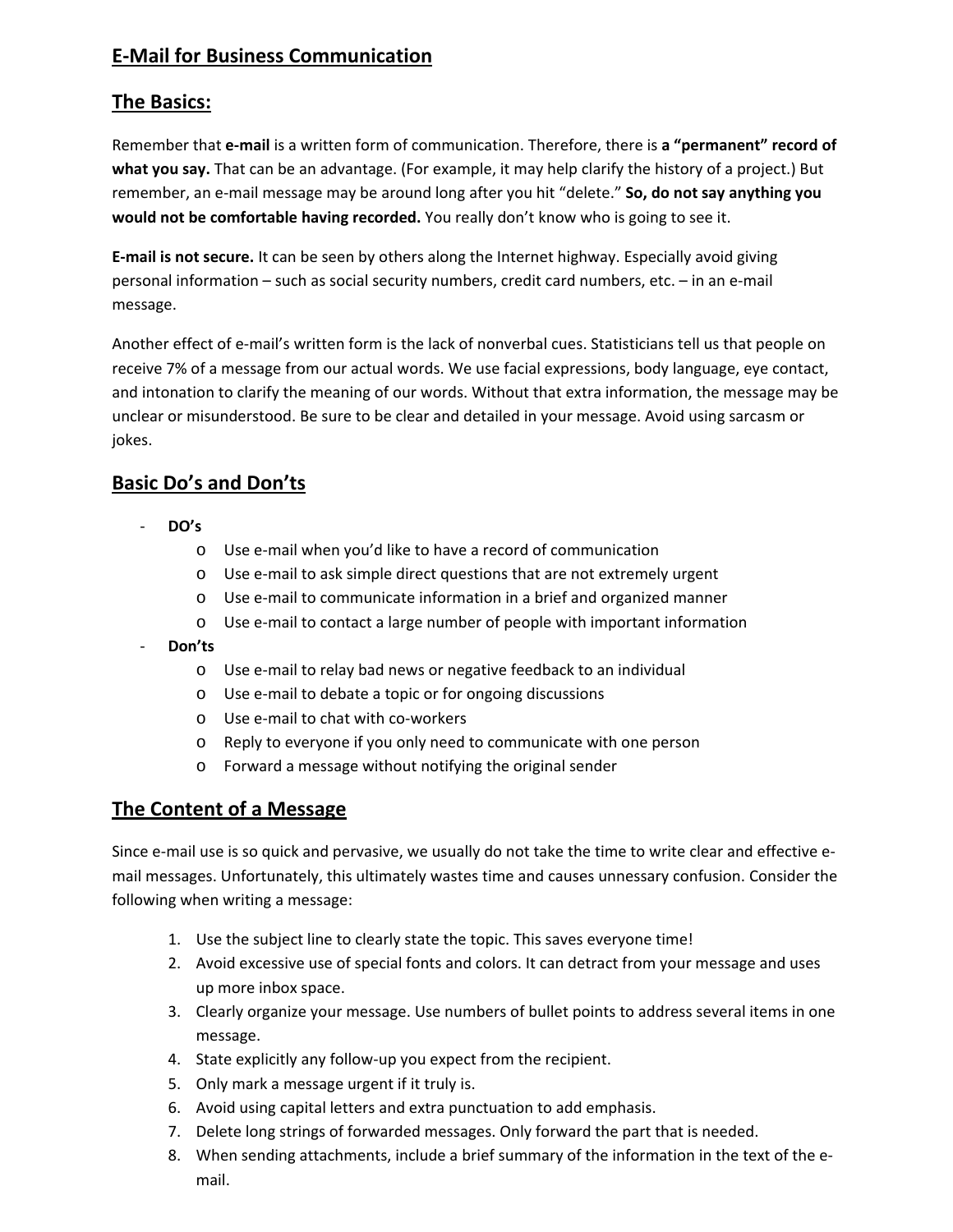# E-Mail for Business Communication

## The Basics:

Remember that **e-mail** is a written form of communication. Therefore, there is **a "permanent" record of what you say.** That can be an advantage. (For example, it may help clarify the history of a project.) But remember, an e-mail message may be around long after you hit "delete." **So, do not say anything you would not be comfortable having recorded.** You really don't know who is going to see it.

**E-mail is not secure.** It can be seen by others along the Internet highway. Especially avoid giving personal information – such as social security numbers, credit card numbers, etc. – in an e-mail message.

Another effect of e-mail's written form is the lack of nonverbal cues. Statisticians tell us that people on receive 7% of a message from our actual words. We use facial expressions, body language, eye contact, and intonation to clarify the meaning of our words. Without that extra information, the message may be unclear or misunderstood. Be sure to be clear and detailed in your message. Avoid using sarcasm or jokes.

## Basic Do's and Don'ts

- **DO's**
  - Use e-mail when you'd like to have a record of communication
  - Use e-mail to ask simple direct questions that are not extremely urgent
  - Use e-mail to communicate information in a brief and organized manner
  - Use e-mail to contact a large number of people with important information
- **Don'ts**
  - Use e-mail to relay bad news or negative feedback to an individual
  - Use e-mail to debate a topic or for ongoing discussions
  - Use e-mail to chat with co-workers
  - Reply to everyone if you only need to communicate with one person
  - Forward a message without notifying the original sender

## The Content of a Message

Since e-mail use is so quick and pervasive, we usually do not take the time to write clear and effective e-mail messages. Unfortunately, this ultimately wastes time and causes unnessary confusion. Consider the following when writing a message:

1. Use the subject line to clearly state the topic. This saves everyone time!
2. Avoid excessive use of special fonts and colors. It can detract from your message and uses up more inbox space.
3. Clearly organize your message. Use numbers of bullet points to address several items in one message.
4. State explicitly any follow-up you expect from the recipient.
5. Only mark a message urgent if it truly is.
6. Avoid using capital letters and extra punctuation to add emphasis.
7. Delete long strings of forwarded messages. Only forward the part that is needed.
8. When sending attachments, include a brief summary of the information in the text of the e-mail.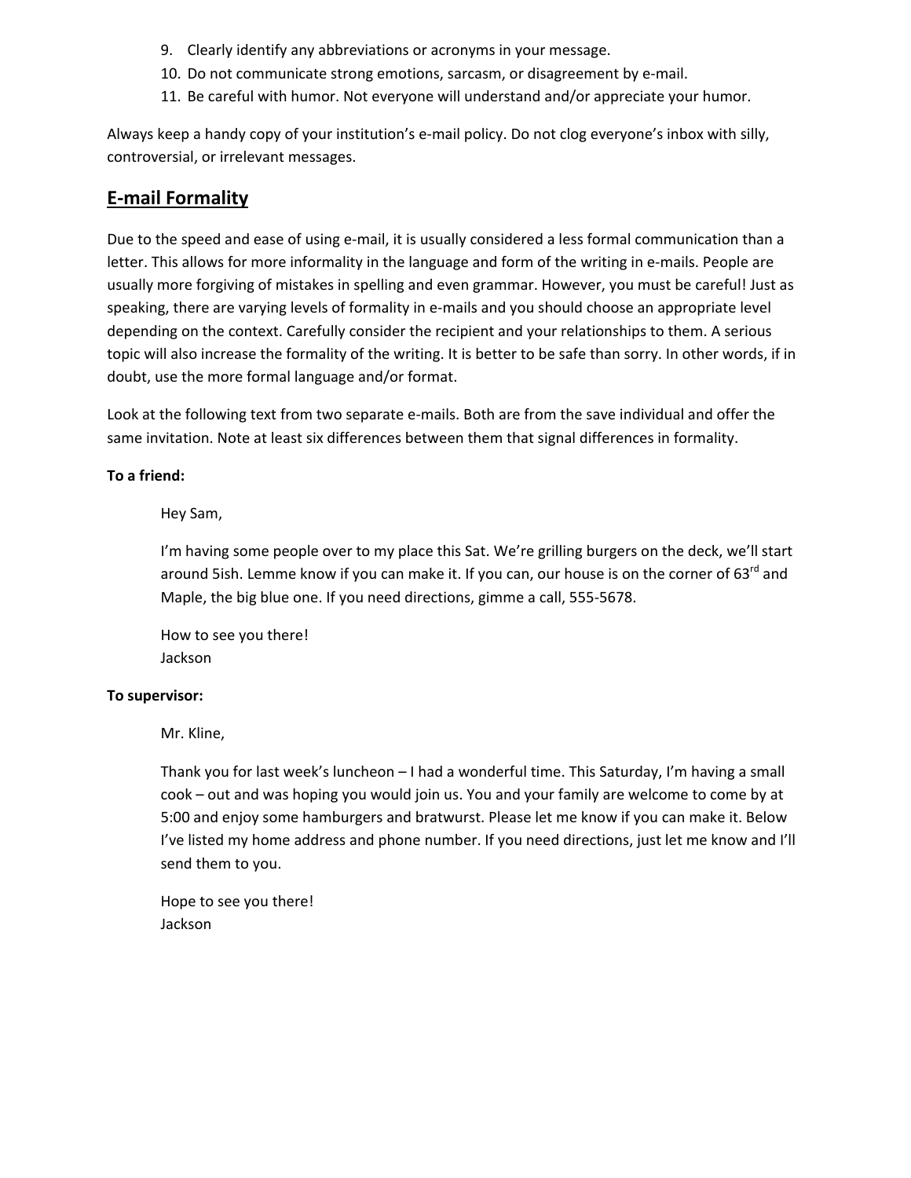9. Clearly identify any abbreviations or acronyms in your message.
10. Do not communicate strong emotions, sarcasm, or disagreement by e-mail.
11. Be careful with humor. Not everyone will understand and/or appreciate your humor.

Always keep a handy copy of your institution's e-mail policy. Do not clog everyone's inbox with silly, controversial, or irrelevant messages.

## E-mail Formality

Due to the speed and ease of using e-mail, it is usually considered a less formal communication than a letter. This allows for more informality in the language and form of the writing in e-mails. People are usually more forgiving of mistakes in spelling and even grammar. However, you must be careful! Just as speaking, there are varying levels of formality in e-mails and you should choose an appropriate level depending on the context. Carefully consider the recipient and your relationships to them. A serious topic will also increase the formality of the writing. It is better to be safe than sorry. In other words, if in doubt, use the more formal language and/or format.

Look at the following text from two separate e-mails. Both are from the save individual and offer the same invitation. Note at least six differences between them that signal differences in formality.

**To a friend:**

> Hey Sam,
>
> I'm having some people over to my place this Sat. We're grilling burgers on the deck, we'll start around 5ish. Lemme know if you can make it. If you can, our house is on the corner of 63rd and Maple, the big blue one. If you need directions, gimme a call, 555-5678.
>
> How to see you there!
> Jackson

**To supervisor:**

> Mr. Kline,
>
> Thank you for last week's luncheon – I had a wonderful time. This Saturday, I'm having a small cook – out and was hoping you would join us. You and your family are welcome to come by at 5:00 and enjoy some hamburgers and bratwurst. Please let me know if you can make it. Below I've listed my home address and phone number. If you need directions, just let me know and I'll send them to you.
>
> Hope to see you there!
> Jackson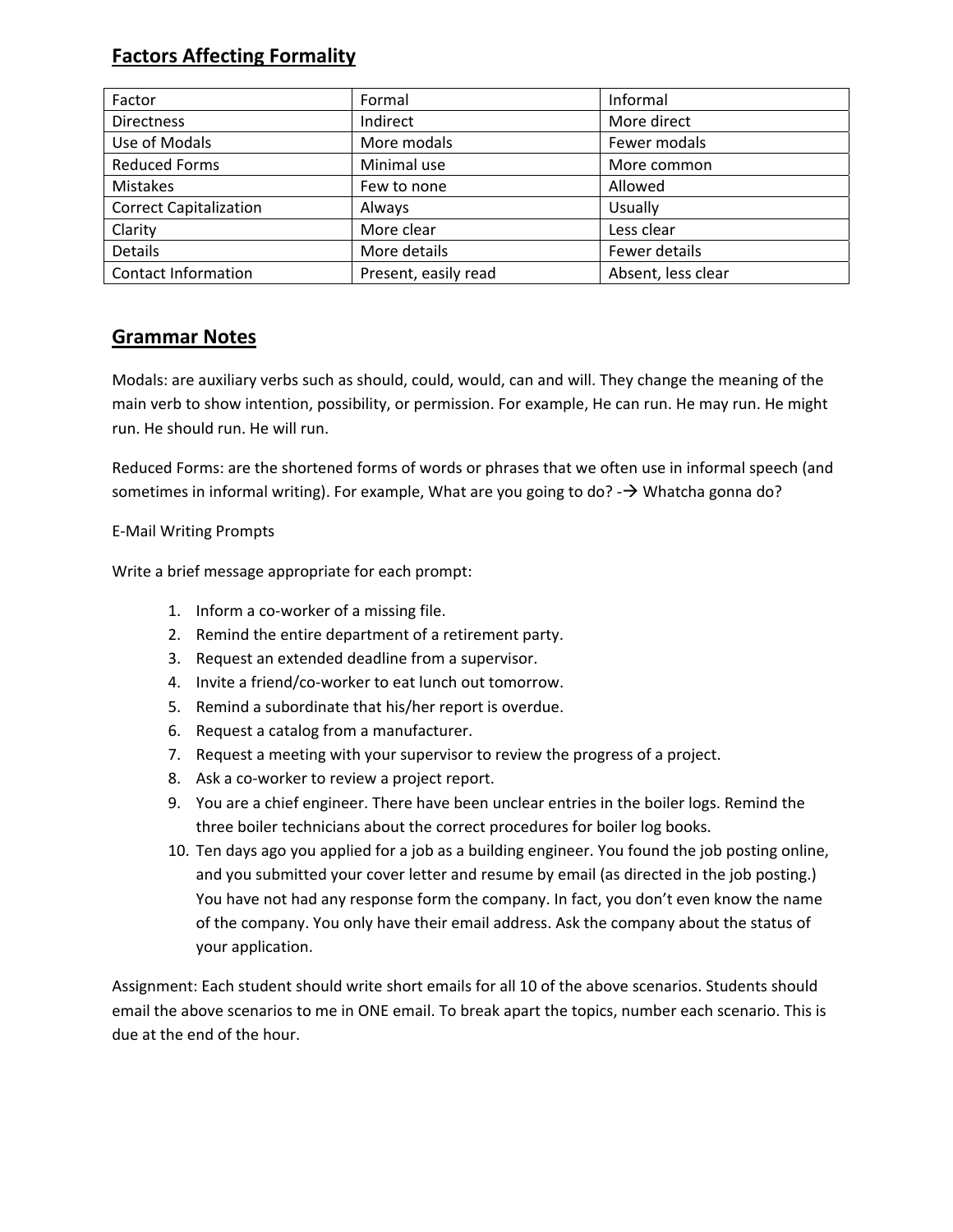## Factors Affecting Formality

| Factor | Formal | Informal |
|---|---|---|
| Directness | Indirect | More direct |
| Use of Modals | More modals | Fewer modals |
| Reduced Forms | Minimal use | More common |
| Mistakes | Few to none | Allowed |
| Correct Capitalization | Always | Usually |
| Clarity | More clear | Less clear |
| Details | More details | Fewer details |
| Contact Information | Present, easily read | Absent, less clear |

## Grammar Notes

Modals: are auxiliary verbs such as should, could, would, can and will. They change the meaning of the main verb to show intention, possibility, or permission. For example, He can run. He may run. He might run. He should run. He will run.

Reduced Forms: are the shortened forms of words or phrases that we often use in informal speech (and sometimes in informal writing). For example, What are you going to do? -→ Whatcha gonna do?

E-Mail Writing Prompts

Write a brief message appropriate for each prompt:

1. Inform a co-worker of a missing file.
2. Remind the entire department of a retirement party.
3. Request an extended deadline from a supervisor.
4. Invite a friend/co-worker to eat lunch out tomorrow.
5. Remind a subordinate that his/her report is overdue.
6. Request a catalog from a manufacturer.
7. Request a meeting with your supervisor to review the progress of a project.
8. Ask a co-worker to review a project report.
9. You are a chief engineer. There have been unclear entries in the boiler logs. Remind the three boiler technicians about the correct procedures for boiler log books.
10. Ten days ago you applied for a job as a building engineer. You found the job posting online, and you submitted your cover letter and resume by email (as directed in the job posting.) You have not had any response form the company. In fact, you don't even know the name of the company. You only have their email address. Ask the company about the status of your application.

Assignment: Each student should write short emails for all 10 of the above scenarios. Students should email the above scenarios to me in ONE email. To break apart the topics, number each scenario. This is due at the end of the hour.